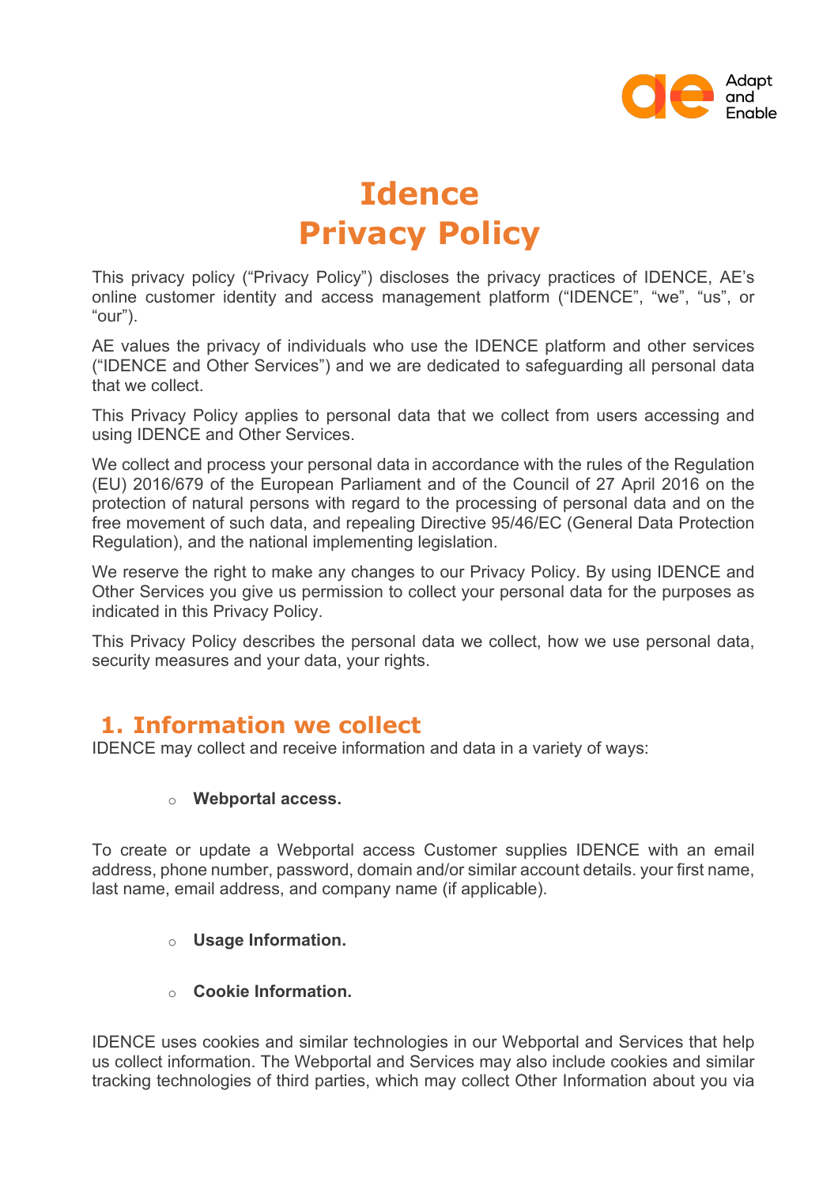# Idence
# Privacy Policy

This privacy policy ("Privacy Policy") discloses the privacy practices of IDENCE, AE's online customer identity and access management platform ("IDENCE", "we", "us", or "our").

AE values the privacy of individuals who use the IDENCE platform and other services ("IDENCE and Other Services") and we are dedicated to safeguarding all personal data that we collect.

This Privacy Policy applies to personal data that we collect from users accessing and using IDENCE and Other Services.

We collect and process your personal data in accordance with the rules of the Regulation (EU) 2016/679 of the European Parliament and of the Council of 27 April 2016 on the protection of natural persons with regard to the processing of personal data and on the free movement of such data, and repealing Directive 95/46/EC (General Data Protection Regulation), and the national implementing legislation.

We reserve the right to make any changes to our Privacy Policy. By using IDENCE and Other Services you give us permission to collect your personal data for the purposes as indicated in this Privacy Policy.

This Privacy Policy describes the personal data we collect, how we use personal data, security measures and your data, your rights.

## 1. Information we collect

IDENCE may collect and receive information and data in a variety of ways:

- **Webportal access.**

To create or update a Webportal access Customer supplies IDENCE with an email address, phone number, password, domain and/or similar account details. your first name, last name, email address, and company name (if applicable).

- **Usage Information.**

- **Cookie Information.**

IDENCE uses cookies and similar technologies in our Webportal and Services that help us collect information. The Webportal and Services may also include cookies and similar tracking technologies of third parties, which may collect Other Information about you via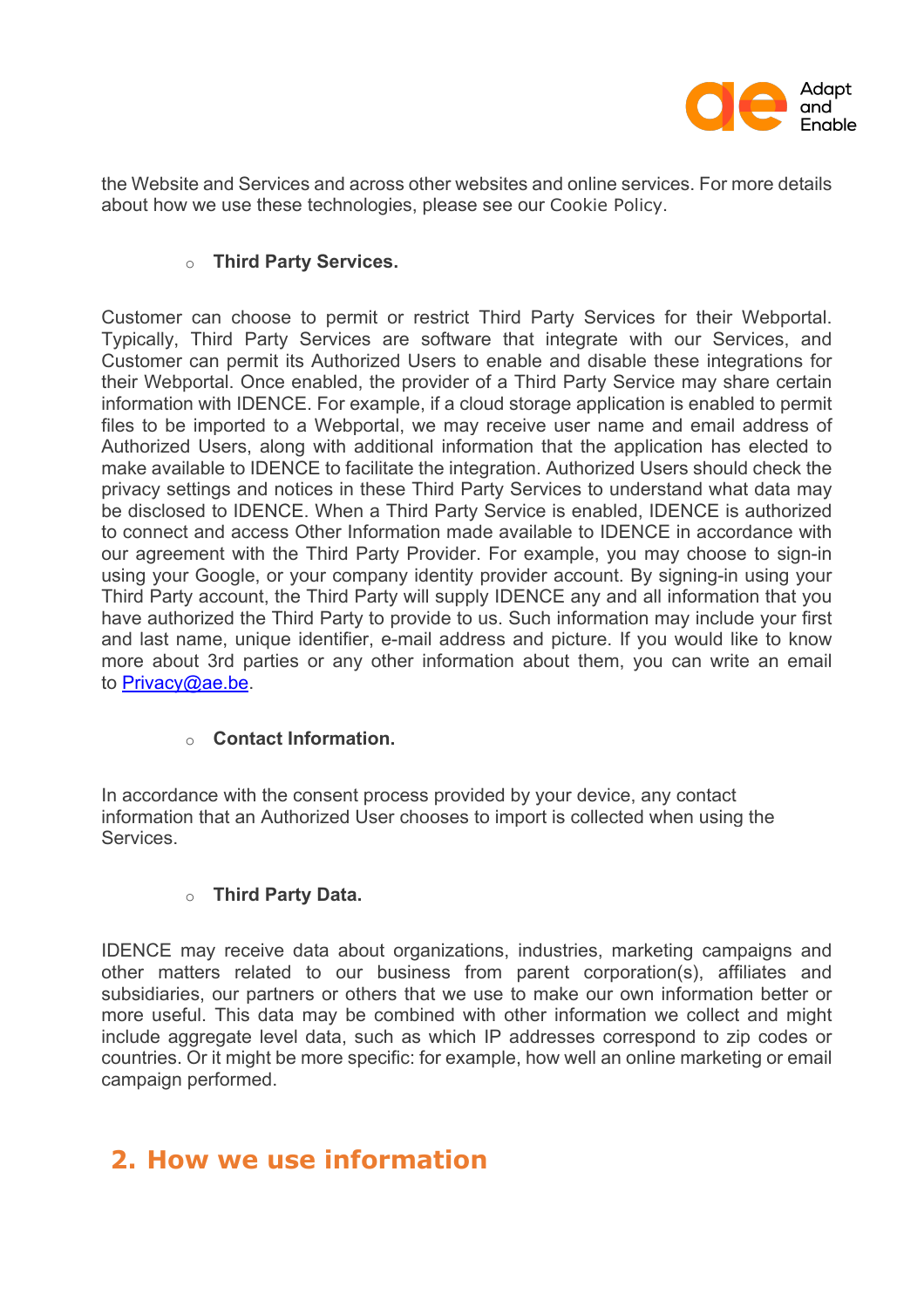the Website and Services and across other websites and online services. For more details about how we use these technologies, please see our Cookie Policy.

- **Third Party Services.**

Customer can choose to permit or restrict Third Party Services for their Webportal. Typically, Third Party Services are software that integrate with our Services, and Customer can permit its Authorized Users to enable and disable these integrations for their Webportal. Once enabled, the provider of a Third Party Service may share certain information with IDENCE. For example, if a cloud storage application is enabled to permit files to be imported to a Webportal, we may receive user name and email address of Authorized Users, along with additional information that the application has elected to make available to IDENCE to facilitate the integration. Authorized Users should check the privacy settings and notices in these Third Party Services to understand what data may be disclosed to IDENCE. When a Third Party Service is enabled, IDENCE is authorized to connect and access Other Information made available to IDENCE in accordance with our agreement with the Third Party Provider. For example, you may choose to sign-in using your Google, or your company identity provider account. By signing-in using your Third Party account, the Third Party will supply IDENCE any and all information that you have authorized the Third Party to provide to us. Such information may include your first and last name, unique identifier, e-mail address and picture. If you would like to know more about 3rd parties or any other information about them, you can write an email to [Privacy@ae.be](mailto:Privacy@ae.be).

- **Contact Information.**

In accordance with the consent process provided by your device, any contact information that an Authorized User chooses to import is collected when using the Services.

- **Third Party Data.**

IDENCE may receive data about organizations, industries, marketing campaigns and other matters related to our business from parent corporation(s), affiliates and subsidiaries, our partners or others that we use to make our own information better or more useful. This data may be combined with other information we collect and might include aggregate level data, such as which IP addresses correspond to zip codes or countries. Or it might be more specific: for example, how well an online marketing or email campaign performed.

## 2. How we use information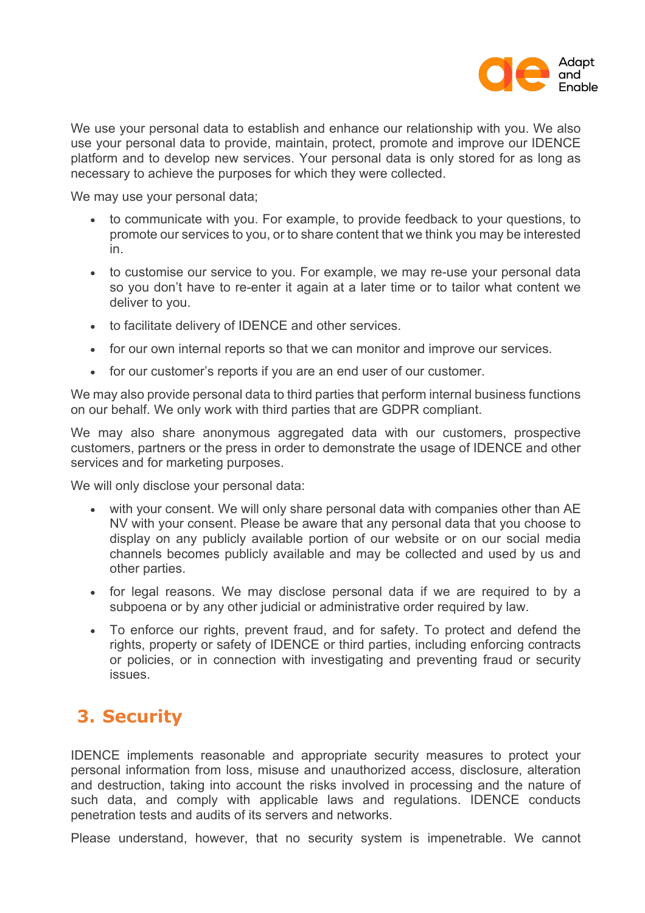We use your personal data to establish and enhance our relationship with you. We also use your personal data to provide, maintain, protect, promote and improve our IDENCE platform and to develop new services. Your personal data is only stored for as long as necessary to achieve the purposes for which they were collected.

We may use your personal data;

- to communicate with you. For example, to provide feedback to your questions, to promote our services to you, or to share content that we think you may be interested in.
- to customise our service to you. For example, we may re-use your personal data so you don't have to re-enter it again at a later time or to tailor what content we deliver to you.
- to facilitate delivery of IDENCE and other services.
- for our own internal reports so that we can monitor and improve our services.
- for our customer's reports if you are an end user of our customer.

We may also provide personal data to third parties that perform internal business functions on our behalf. We only work with third parties that are GDPR compliant.

We may also share anonymous aggregated data with our customers, prospective customers, partners or the press in order to demonstrate the usage of IDENCE and other services and for marketing purposes.

We will only disclose your personal data:

- with your consent. We will only share personal data with companies other than AE NV with your consent. Please be aware that any personal data that you choose to display on any publicly available portion of our website or on our social media channels becomes publicly available and may be collected and used by us and other parties.
- for legal reasons. We may disclose personal data if we are required to by a subpoena or by any other judicial or administrative order required by law.
- To enforce our rights, prevent fraud, and for safety. To protect and defend the rights, property or safety of IDENCE or third parties, including enforcing contracts or policies, or in connection with investigating and preventing fraud or security issues.

## 3. Security

IDENCE implements reasonable and appropriate security measures to protect your personal information from loss, misuse and unauthorized access, disclosure, alteration and destruction, taking into account the risks involved in processing and the nature of such data, and comply with applicable laws and regulations. IDENCE conducts penetration tests and audits of its servers and networks.

Please understand, however, that no security system is impenetrable. We cannot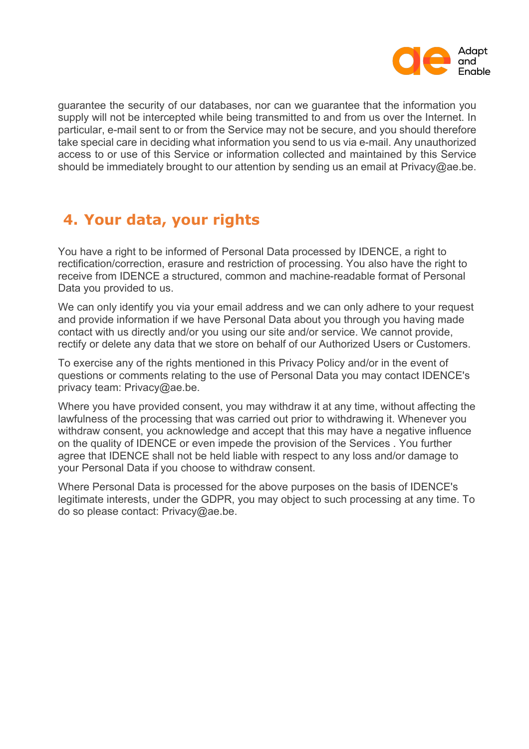guarantee the security of our databases, nor can we guarantee that the information you supply will not be intercepted while being transmitted to and from us over the Internet. In particular, e-mail sent to or from the Service may not be secure, and you should therefore take special care in deciding what information you send to us via e-mail. Any unauthorized access to or use of this Service or information collected and maintained by this Service should be immediately brought to our attention by sending us an email at Privacy@ae.be.

## 4. Your data, your rights

You have a right to be informed of Personal Data processed by IDENCE, a right to rectification/correction, erasure and restriction of processing. You also have the right to receive from IDENCE a structured, common and machine-readable format of Personal Data you provided to us.

We can only identify you via your email address and we can only adhere to your request and provide information if we have Personal Data about you through you having made contact with us directly and/or you using our site and/or service. We cannot provide, rectify or delete any data that we store on behalf of our Authorized Users or Customers.

To exercise any of the rights mentioned in this Privacy Policy and/or in the event of questions or comments relating to the use of Personal Data you may contact IDENCE's privacy team: Privacy@ae.be.

Where you have provided consent, you may withdraw it at any time, without affecting the lawfulness of the processing that was carried out prior to withdrawing it. Whenever you withdraw consent, you acknowledge and accept that this may have a negative influence on the quality of IDENCE or even impede the provision of the Services . You further agree that IDENCE shall not be held liable with respect to any loss and/or damage to your Personal Data if you choose to withdraw consent.

Where Personal Data is processed for the above purposes on the basis of IDENCE's legitimate interests, under the GDPR, you may object to such processing at any time. To do so please contact: Privacy@ae.be.